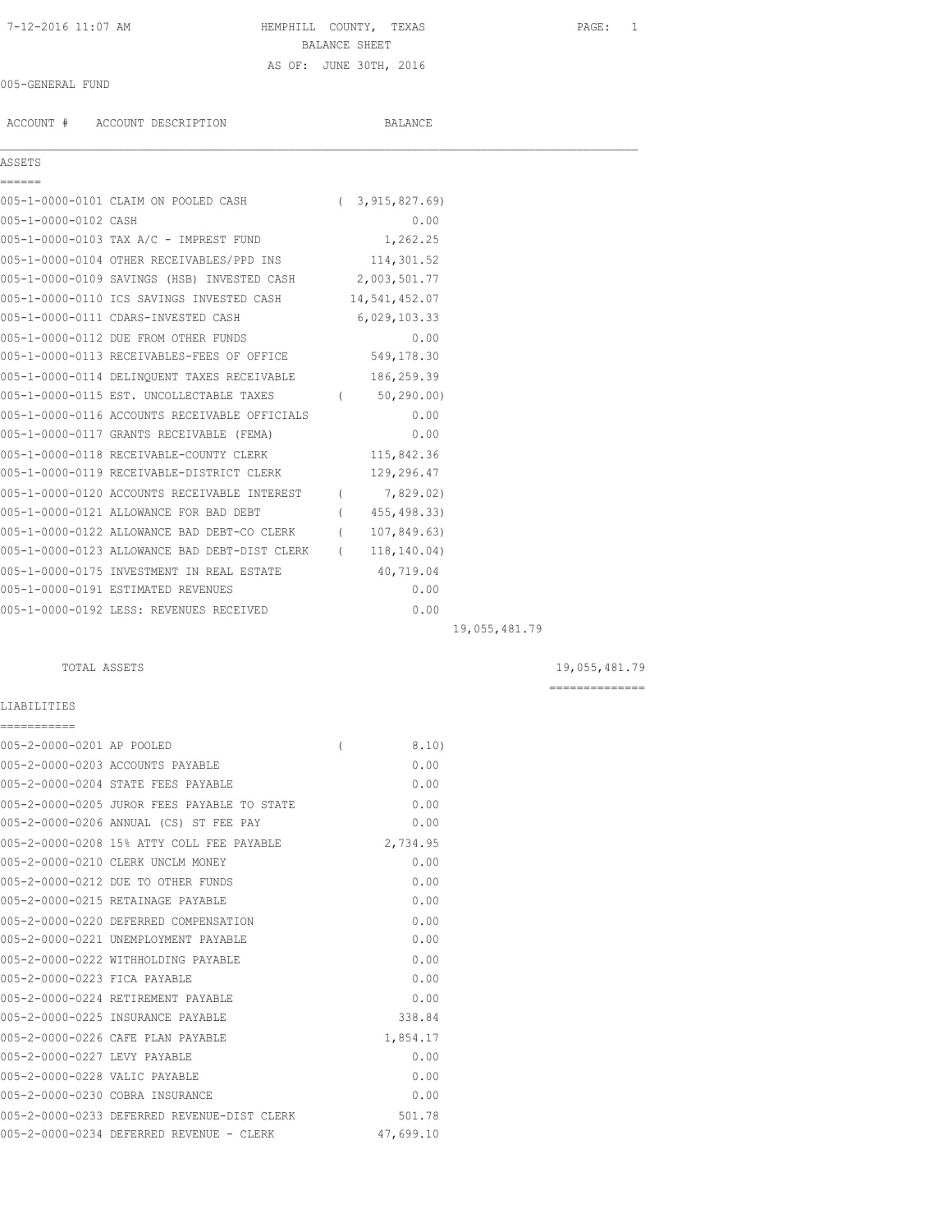7-12-2016 11:07 AM

# HEMPHILL COUNTY, TEXAS

## BALANCE SHEET

AS OF: JUNE 30TH, 2016

005-GENERAL FUND

| ACCOUNT # | ACCOUNT DESCRIPTION | BALANCE | | |
|---|---|---|---|---|
| **ASSETS** | | | | |
| 005-1-0000-0101 | CLAIM ON POOLED CASH | ( 3,915,827.69) | | |
| 005-1-0000-0102 | CASH | 0.00 | | |
| 005-1-0000-0103 | TAX A/C - IMPREST FUND | 1,262.25 | | |
| 005-1-0000-0104 | OTHER RECEIVABLES/PPD INS | 114,301.52 | | |
| 005-1-0000-0109 | SAVINGS (HSB) INVESTED CASH | 2,003,501.77 | | |
| 005-1-0000-0110 | ICS SAVINGS INVESTED CASH | 14,541,452.07 | | |
| 005-1-0000-0111 | CDARS-INVESTED CASH | 6,029,103.33 | | |
| 005-1-0000-0112 | DUE FROM OTHER FUNDS | 0.00 | | |
| 005-1-0000-0113 | RECEIVABLES-FEES OF OFFICE | 549,178.30 | | |
| 005-1-0000-0114 | DELINQUENT TAXES RECEIVABLE | 186,259.39 | | |
| 005-1-0000-0115 | EST. UNCOLLECTABLE TAXES | ( 50,290.00) | | |
| 005-1-0000-0116 | ACCOUNTS RECEIVABLE OFFICIALS | 0.00 | | |
| 005-1-0000-0117 | GRANTS RECEIVABLE (FEMA) | 0.00 | | |
| 005-1-0000-0118 | RECEIVABLE-COUNTY CLERK | 115,842.36 | | |
| 005-1-0000-0119 | RECEIVABLE-DISTRICT CLERK | 129,296.47 | | |
| 005-1-0000-0120 | ACCOUNTS RECEIVABLE INTEREST | ( 7,829.02) | | |
| 005-1-0000-0121 | ALLOWANCE FOR BAD DEBT | ( 455,498.33) | | |
| 005-1-0000-0122 | ALLOWANCE BAD DEBT-CO CLERK | ( 107,849.63) | | |
| 005-1-0000-0123 | ALLOWANCE BAD DEBT-DIST CLERK | ( 118,140.04) | | |
| 005-1-0000-0175 | INVESTMENT IN REAL ESTATE | 40,719.04 | | |
| 005-1-0000-0191 | ESTIMATED REVENUES | 0.00 | | |
| 005-1-0000-0192 | LESS: REVENUES RECEIVED | 0.00 | | |
| | | | 19,055,481.79 | |
| | TOTAL ASSETS | | | 19,055,481.79 |
| **LIABILITIES** | | | | |
| 005-2-0000-0201 | AP POOLED | ( 8.10) | | |
| 005-2-0000-0203 | ACCOUNTS PAYABLE | 0.00 | | |
| 005-2-0000-0204 | STATE FEES PAYABLE | 0.00 | | |
| 005-2-0000-0205 | JUROR FEES PAYABLE TO STATE | 0.00 | | |
| 005-2-0000-0206 | ANNUAL (CS) ST FEE PAY | 0.00 | | |
| 005-2-0000-0208 | 15% ATTY COLL FEE PAYABLE | 2,734.95 | | |
| 005-2-0000-0210 | CLERK UNCLM MONEY | 0.00 | | |
| 005-2-0000-0212 | DUE TO OTHER FUNDS | 0.00 | | |
| 005-2-0000-0215 | RETAINAGE PAYABLE | 0.00 | | |
| 005-2-0000-0220 | DEFERRED COMPENSATION | 0.00 | | |
| 005-2-0000-0221 | UNEMPLOYMENT PAYABLE | 0.00 | | |
| 005-2-0000-0222 | WITHHOLDING PAYABLE | 0.00 | | |
| 005-2-0000-0223 | FICA PAYABLE | 0.00 | | |
| 005-2-0000-0224 | RETIREMENT PAYABLE | 0.00 | | |
| 005-2-0000-0225 | INSURANCE PAYABLE | 338.84 | | |
| 005-2-0000-0226 | CAFE PLAN PAYABLE | 1,854.17 | | |
| 005-2-0000-0227 | LEVY PAYABLE | 0.00 | | |
| 005-2-0000-0228 | VALIC PAYABLE | 0.00 | | |
| 005-2-0000-0230 | COBRA INSURANCE | 0.00 | | |
| 005-2-0000-0233 | DEFERRED REVENUE-DIST CLERK | 501.78 | | |
| 005-2-0000-0234 | DEFERRED REVENUE - CLERK | 47,699.10 | | |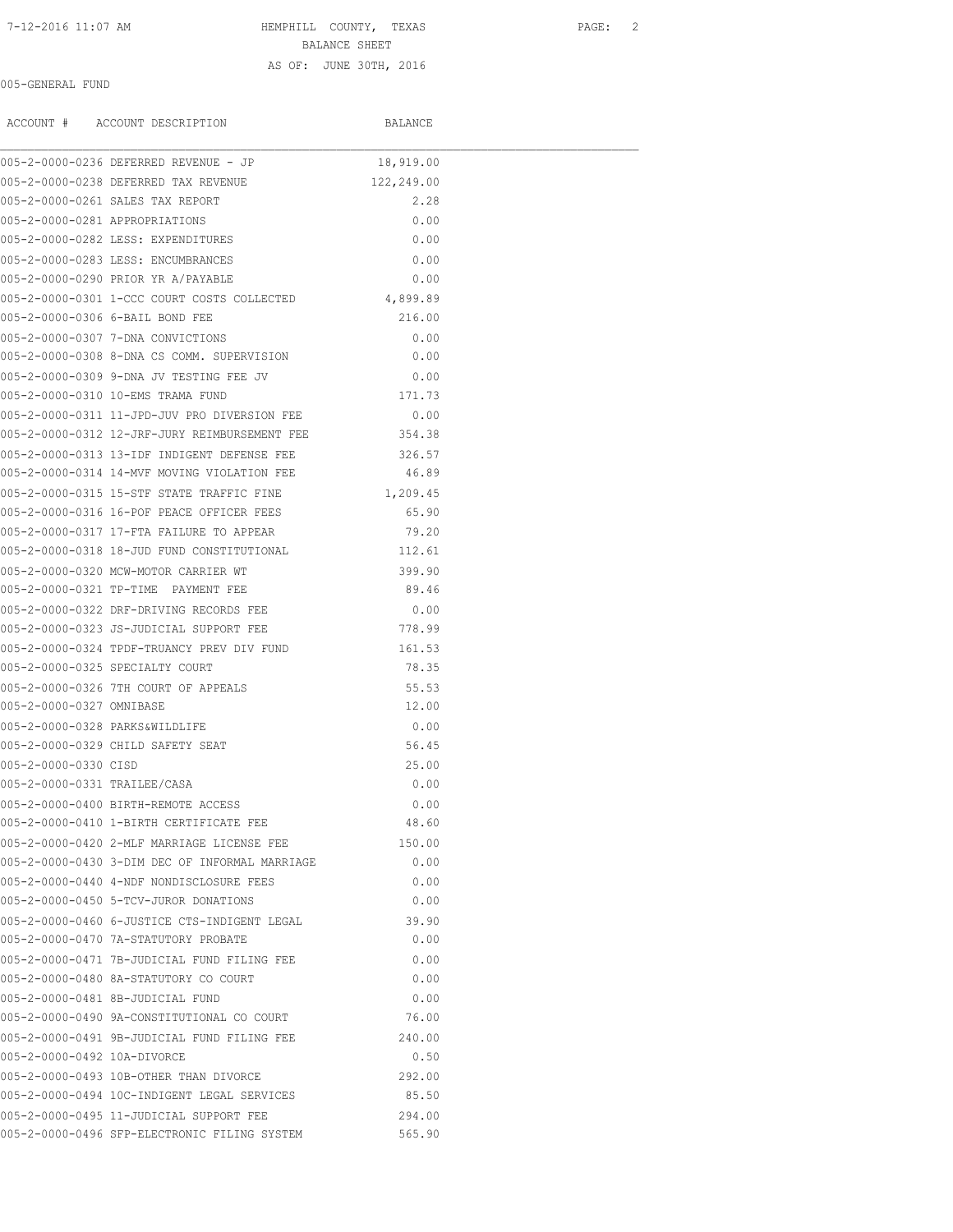HEMPHILL COUNTY, TEXAS

BALANCE SHEET

AS OF: JUNE 30TH, 2016

005-GENERAL FUND

| ACCOUNT # | ACCOUNT DESCRIPTION | BALANCE |
|---|---|---|
| 005-2-0000-0236 | DEFERRED REVENUE - JP | 18,919.00 |
| 005-2-0000-0238 | DEFERRED TAX REVENUE | 122,249.00 |
| 005-2-0000-0261 | SALES TAX REPORT | 2.28 |
| 005-2-0000-0281 | APPROPRIATIONS | 0.00 |
| 005-2-0000-0282 | LESS: EXPENDITURES | 0.00 |
| 005-2-0000-0283 | LESS: ENCUMBRANCES | 0.00 |
| 005-2-0000-0290 | PRIOR YR A/PAYABLE | 0.00 |
| 005-2-0000-0301 | 1-CCC COURT COSTS COLLECTED | 4,899.89 |
| 005-2-0000-0306 | 6-BAIL BOND FEE | 216.00 |
| 005-2-0000-0307 | 7-DNA CONVICTIONS | 0.00 |
| 005-2-0000-0308 | 8-DNA CS COMM. SUPERVISION | 0.00 |
| 005-2-0000-0309 | 9-DNA JV TESTING FEE JV | 0.00 |
| 005-2-0000-0310 | 10-EMS TRAMA FUND | 171.73 |
| 005-2-0000-0311 | 11-JPD-JUV PRO DIVERSION FEE | 0.00 |
| 005-2-0000-0312 | 12-JRF-JURY REIMBURSEMENT FEE | 354.38 |
| 005-2-0000-0313 | 13-IDF INDIGENT DEFENSE FEE | 326.57 |
| 005-2-0000-0314 | 14-MVF MOVING VIOLATION FEE | 46.89 |
| 005-2-0000-0315 | 15-STF STATE TRAFFIC FINE | 1,209.45 |
| 005-2-0000-0316 | 16-POF PEACE OFFICER FEES | 65.90 |
| 005-2-0000-0317 | 17-FTA FAILURE TO APPEAR | 79.20 |
| 005-2-0000-0318 | 18-JUD FUND CONSTITUTIONAL | 112.61 |
| 005-2-0000-0320 | MCW-MOTOR CARRIER WT | 399.90 |
| 005-2-0000-0321 | TP-TIME PAYMENT FEE | 89.46 |
| 005-2-0000-0322 | DRF-DRIVING RECORDS FEE | 0.00 |
| 005-2-0000-0323 | JS-JUDICIAL SUPPORT FEE | 778.99 |
| 005-2-0000-0324 | TPDF-TRUANCY PREV DIV FUND | 161.53 |
| 005-2-0000-0325 | SPECIALTY COURT | 78.35 |
| 005-2-0000-0326 | 7TH COURT OF APPEALS | 55.53 |
| 005-2-0000-0327 | OMNIBASE | 12.00 |
| 005-2-0000-0328 | PARKS&WILDLIFE | 0.00 |
| 005-2-0000-0329 | CHILD SAFETY SEAT | 56.45 |
| 005-2-0000-0330 | CISD | 25.00 |
| 005-2-0000-0331 | TRAILEE/CASA | 0.00 |
| 005-2-0000-0400 | BIRTH-REMOTE ACCESS | 0.00 |
| 005-2-0000-0410 | 1-BIRTH CERTIFICATE FEE | 48.60 |
| 005-2-0000-0420 | 2-MLF MARRIAGE LICENSE FEE | 150.00 |
| 005-2-0000-0430 | 3-DIM DEC OF INFORMAL MARRIAGE | 0.00 |
| 005-2-0000-0440 | 4-NDF NONDISCLOSURE FEES | 0.00 |
| 005-2-0000-0450 | 5-TCV-JUROR DONATIONS | 0.00 |
| 005-2-0000-0460 | 6-JUSTICE CTS-INDIGENT LEGAL | 39.90 |
| 005-2-0000-0470 | 7A-STATUTORY PROBATE | 0.00 |
| 005-2-0000-0471 | 7B-JUDICIAL FUND FILING FEE | 0.00 |
| 005-2-0000-0480 | 8A-STATUTORY CO COURT | 0.00 |
| 005-2-0000-0481 | 8B-JUDICIAL FUND | 0.00 |
| 005-2-0000-0490 | 9A-CONSTITUTIONAL CO COURT | 76.00 |
| 005-2-0000-0491 | 9B-JUDICIAL FUND FILING FEE | 240.00 |
| 005-2-0000-0492 | 10A-DIVORCE | 0.50 |
| 005-2-0000-0493 | 10B-OTHER THAN DIVORCE | 292.00 |
| 005-2-0000-0494 | 10C-INDIGENT LEGAL SERVICES | 85.50 |
| 005-2-0000-0495 | 11-JUDICIAL SUPPORT FEE | 294.00 |
| 005-2-0000-0496 | SFP-ELECTRONIC FILING SYSTEM | 565.90 |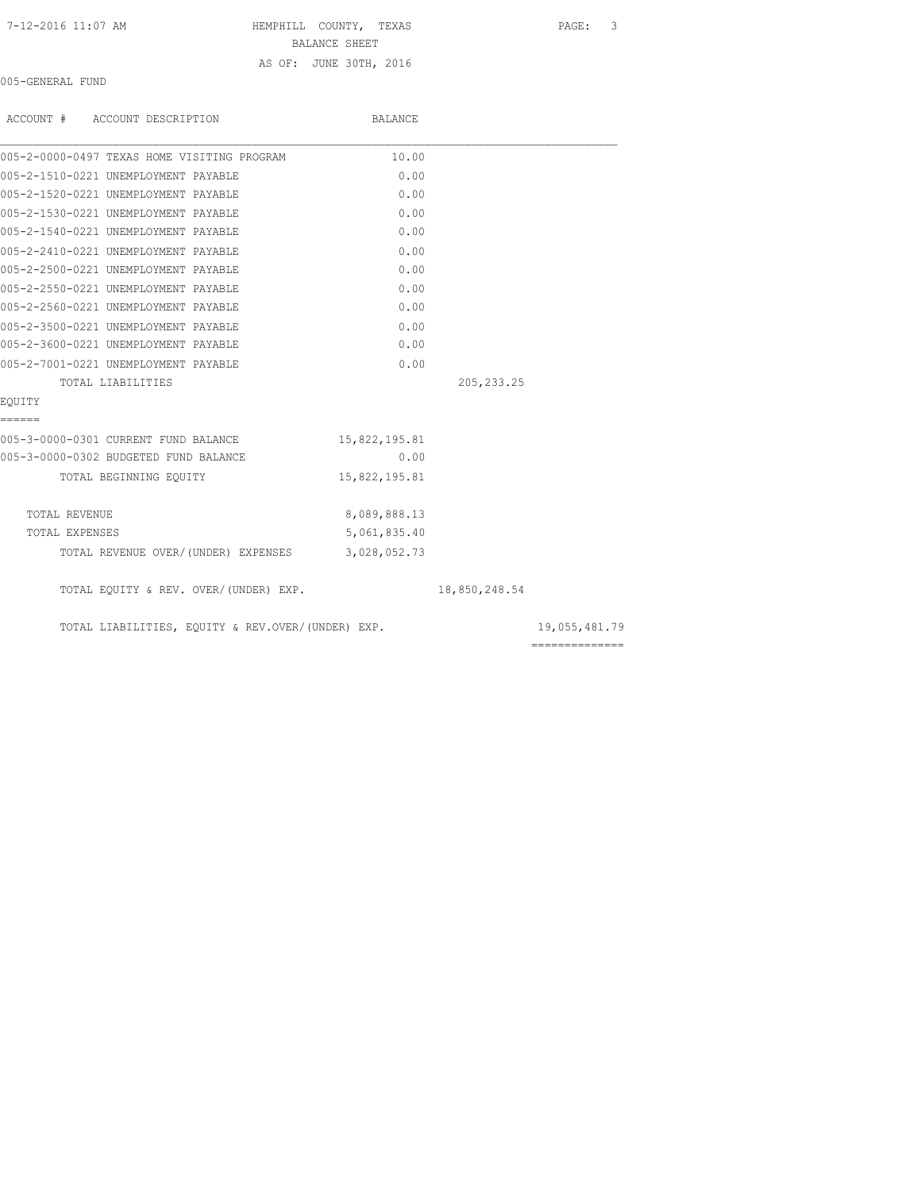HEMPHILL COUNTY, TEXAS
BALANCE SHEET
AS OF: JUNE 30TH, 2016

005-GENERAL FUND

| ACCOUNT # ACCOUNT DESCRIPTION | BALANCE | | |
|---|---|---|---|
| 005-2-0000-0497 TEXAS HOME VISITING PROGRAM | 10.00 | | |
| 005-2-1510-0221 UNEMPLOYMENT PAYABLE | 0.00 | | |
| 005-2-1520-0221 UNEMPLOYMENT PAYABLE | 0.00 | | |
| 005-2-1530-0221 UNEMPLOYMENT PAYABLE | 0.00 | | |
| 005-2-1540-0221 UNEMPLOYMENT PAYABLE | 0.00 | | |
| 005-2-2410-0221 UNEMPLOYMENT PAYABLE | 0.00 | | |
| 005-2-2500-0221 UNEMPLOYMENT PAYABLE | 0.00 | | |
| 005-2-2550-0221 UNEMPLOYMENT PAYABLE | 0.00 | | |
| 005-2-2560-0221 UNEMPLOYMENT PAYABLE | 0.00 | | |
| 005-2-3500-0221 UNEMPLOYMENT PAYABLE | 0.00 | | |
| 005-2-3600-0221 UNEMPLOYMENT PAYABLE | 0.00 | | |
| 005-2-7001-0221 UNEMPLOYMENT PAYABLE | 0.00 | | |
| TOTAL LIABILITIES | | 205,233.25 | |

EQUITY
======

| ACCOUNT # ACCOUNT DESCRIPTION | BALANCE | | |
|---|---|---|---|
| 005-3-0000-0301 CURRENT FUND BALANCE | 15,822,195.81 | | |
| 005-3-0000-0302 BUDGETED FUND BALANCE | 0.00 | | |
| TOTAL BEGINNING EQUITY | 15,822,195.81 | | |
| TOTAL REVENUE | 8,089,888.13 | | |
| TOTAL EXPENSES | 5,061,835.40 | | |
| TOTAL REVENUE OVER/(UNDER) EXPENSES | 3,028,052.73 | | |
| TOTAL EQUITY & REV. OVER/(UNDER) EXP. | | 18,850,248.54 | |
| TOTAL LIABILITIES, EQUITY & REV.OVER/(UNDER) EXP. | | | 19,055,481.79 |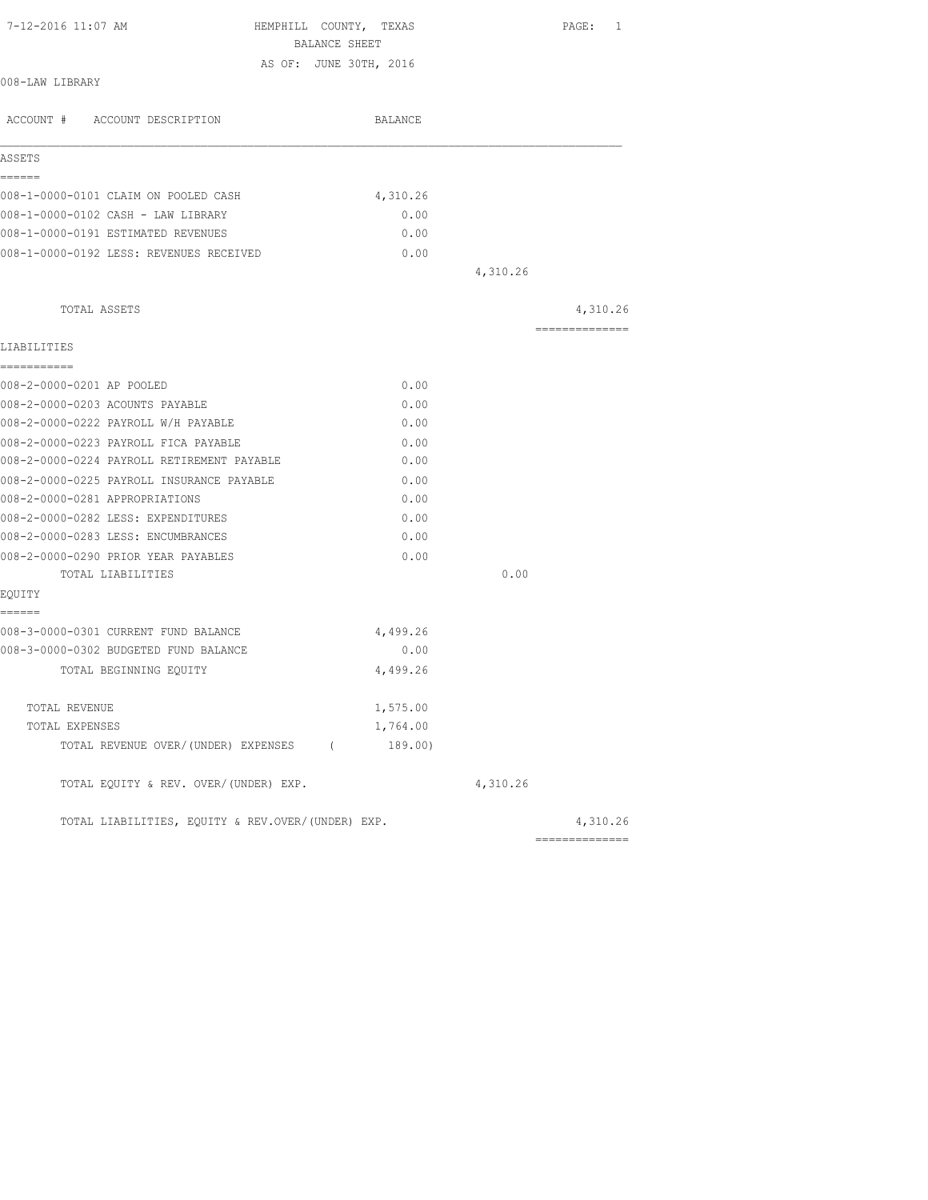7-12-2016 11:07 AM

# HEMPHILL COUNTY, TEXAS
## BALANCE SHEET
### AS OF: JUNE 30TH, 2016

008-LAW LIBRARY

| ACCOUNT # ACCOUNT DESCRIPTION | BALANCE | | |
|---|---|---|---|
| **ASSETS** | | | |
| 008-1-0000-0101 CLAIM ON POOLED CASH | 4,310.26 | | |
| 008-1-0000-0102 CASH - LAW LIBRARY | 0.00 | | |
| 008-1-0000-0191 ESTIMATED REVENUES | 0.00 | | |
| 008-1-0000-0192 LESS: REVENUES RECEIVED | 0.00 | | |
| | | 4,310.26 | |
| TOTAL ASSETS | | | 4,310.26 |
| **LIABILITIES** | | | |
| 008-2-0000-0201 AP POOLED | 0.00 | | |
| 008-2-0000-0203 ACOUNTS PAYABLE | 0.00 | | |
| 008-2-0000-0222 PAYROLL W/H PAYABLE | 0.00 | | |
| 008-2-0000-0223 PAYROLL FICA PAYABLE | 0.00 | | |
| 008-2-0000-0224 PAYROLL RETIREMENT PAYABLE | 0.00 | | |
| 008-2-0000-0225 PAYROLL INSURANCE PAYABLE | 0.00 | | |
| 008-2-0000-0281 APPROPRIATIONS | 0.00 | | |
| 008-2-0000-0282 LESS: EXPENDITURES | 0.00 | | |
| 008-2-0000-0283 LESS: ENCUMBRANCES | 0.00 | | |
| 008-2-0000-0290 PRIOR YEAR PAYABLES | 0.00 | | |
| TOTAL LIABILITIES | | 0.00 | |
| **EQUITY** | | | |
| 008-3-0000-0301 CURRENT FUND BALANCE | 4,499.26 | | |
| 008-3-0000-0302 BUDGETED FUND BALANCE | 0.00 | | |
| TOTAL BEGINNING EQUITY | 4,499.26 | | |
| TOTAL REVENUE | 1,575.00 | | |
| TOTAL EXPENSES | 1,764.00 | | |
| TOTAL REVENUE OVER/(UNDER) EXPENSES | ( 189.00) | | |
| TOTAL EQUITY & REV. OVER/(UNDER) EXP. | | 4,310.26 | |
| TOTAL LIABILITIES, EQUITY & REV.OVER/(UNDER) EXP. | | | 4,310.26 |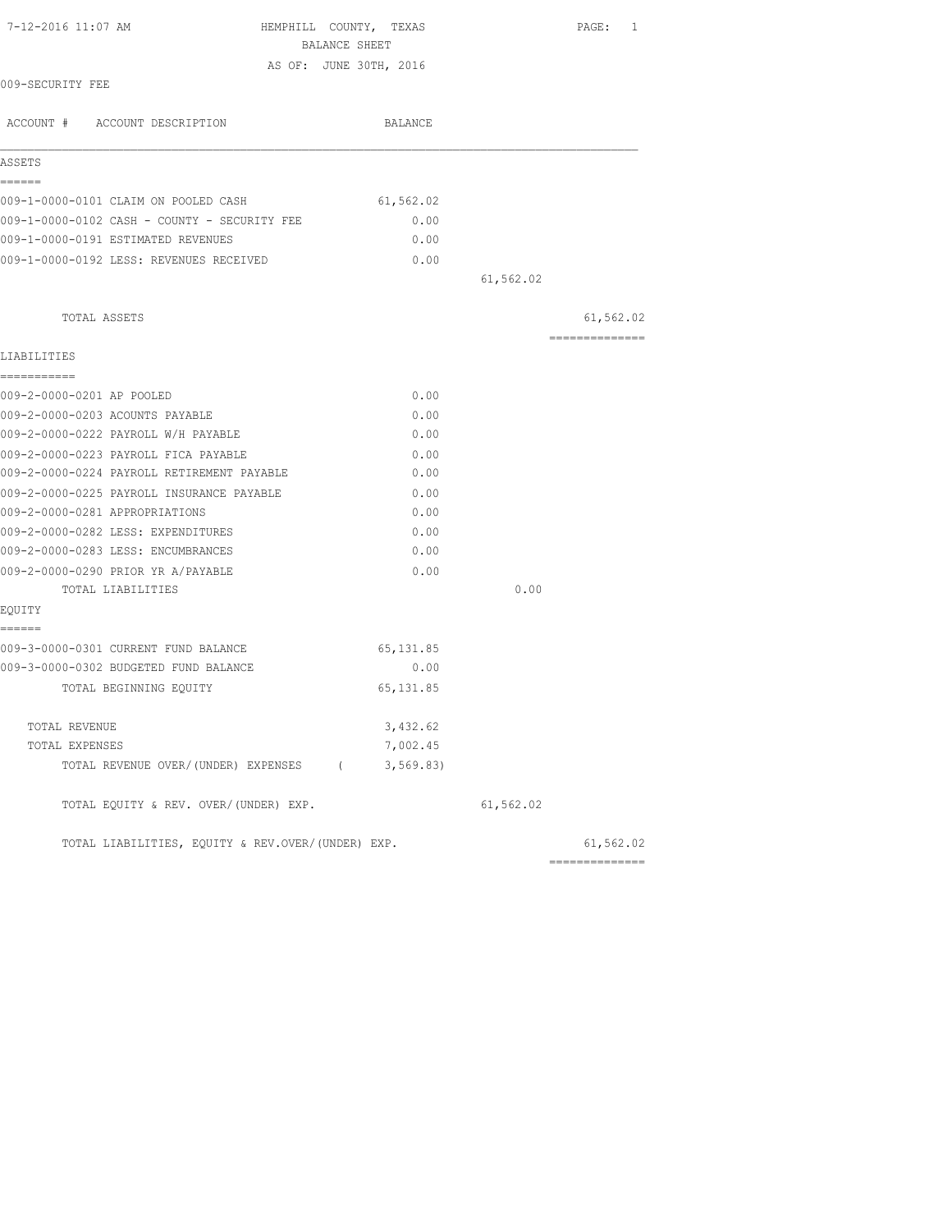HEMPHILL COUNTY, TEXAS
BALANCE SHEET
AS OF: JUNE 30TH, 2016

7-12-2016 11:07 AM

009-SECURITY FEE

| ACCOUNT # ACCOUNT DESCRIPTION | BALANCE | | |
|---|---|---|---|
| **ASSETS** | | | |
| 009-1-0000-0101 CLAIM ON POOLED CASH | 61,562.02 | | |
| 009-1-0000-0102 CASH - COUNTY - SECURITY FEE | 0.00 | | |
| 009-1-0000-0191 ESTIMATED REVENUES | 0.00 | | |
| 009-1-0000-0192 LESS: REVENUES RECEIVED | 0.00 | | |
| | | 61,562.02 | |
| TOTAL ASSETS | | | 61,562.02 |
| **LIABILITIES** | | | |
| 009-2-0000-0201 AP POOLED | 0.00 | | |
| 009-2-0000-0203 ACOUNTS PAYABLE | 0.00 | | |
| 009-2-0000-0222 PAYROLL W/H PAYABLE | 0.00 | | |
| 009-2-0000-0223 PAYROLL FICA PAYABLE | 0.00 | | |
| 009-2-0000-0224 PAYROLL RETIREMENT PAYABLE | 0.00 | | |
| 009-2-0000-0225 PAYROLL INSURANCE PAYABLE | 0.00 | | |
| 009-2-0000-0281 APPROPRIATIONS | 0.00 | | |
| 009-2-0000-0282 LESS: EXPENDITURES | 0.00 | | |
| 009-2-0000-0283 LESS: ENCUMBRANCES | 0.00 | | |
| 009-2-0000-0290 PRIOR YR A/PAYABLE | 0.00 | | |
| TOTAL LIABILITIES | | 0.00 | |
| **EQUITY** | | | |
| 009-3-0000-0301 CURRENT FUND BALANCE | 65,131.85 | | |
| 009-3-0000-0302 BUDGETED FUND BALANCE | 0.00 | | |
| TOTAL BEGINNING EQUITY | 65,131.85 | | |
| TOTAL REVENUE | 3,432.62 | | |
| TOTAL EXPENSES | 7,002.45 | | |
| TOTAL REVENUE OVER/(UNDER) EXPENSES | ( 3,569.83) | | |
| TOTAL EQUITY & REV. OVER/(UNDER) EXP. | | 61,562.02 | |
| TOTAL LIABILITIES, EQUITY & REV.OVER/(UNDER) EXP. | | | 61,562.02 |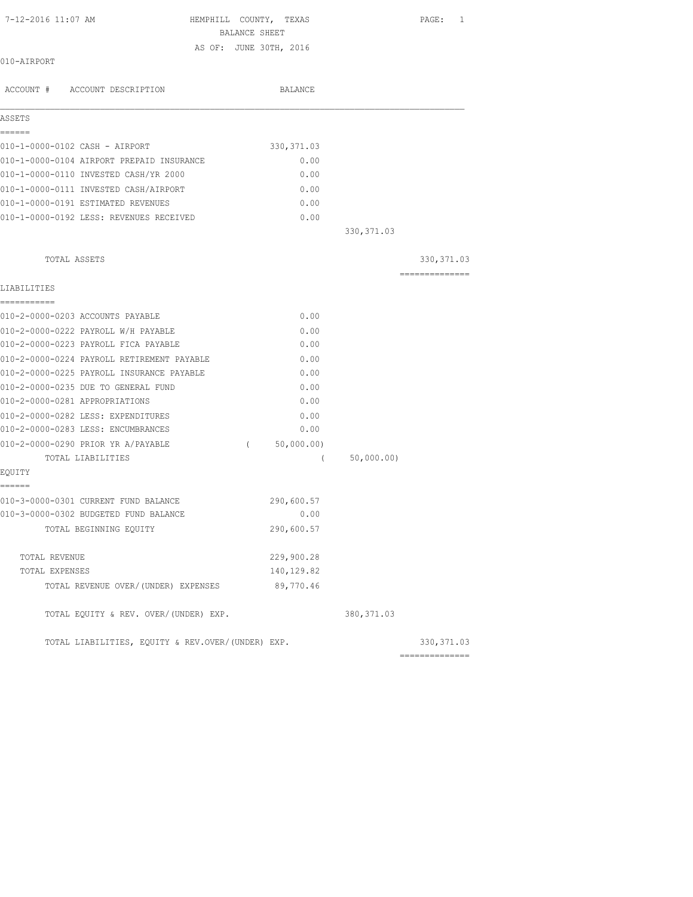7-12-2016 11:07 AM

# HEMPHILL COUNTY, TEXAS
## BALANCE SHEET
### AS OF: JUNE 30TH, 2016

010-AIRPORT

| ACCOUNT # ACCOUNT DESCRIPTION | BALANCE | | |
|---|---|---|---|
| **ASSETS** | | | |
| 010-1-0000-0102 CASH - AIRPORT | 330,371.03 | | |
| 010-1-0000-0104 AIRPORT PREPAID INSURANCE | 0.00 | | |
| 010-1-0000-0110 INVESTED CASH/YR 2000 | 0.00 | | |
| 010-1-0000-0111 INVESTED CASH/AIRPORT | 0.00 | | |
| 010-1-0000-0191 ESTIMATED REVENUES | 0.00 | | |
| 010-1-0000-0192 LESS: REVENUES RECEIVED | 0.00 | | |
| | | 330,371.03 | |
| TOTAL ASSETS | | | 330,371.03 |
| **LIABILITIES** | | | |
| 010-2-0000-0203 ACCOUNTS PAYABLE | 0.00 | | |
| 010-2-0000-0222 PAYROLL W/H PAYABLE | 0.00 | | |
| 010-2-0000-0223 PAYROLL FICA PAYABLE | 0.00 | | |
| 010-2-0000-0224 PAYROLL RETIREMENT PAYABLE | 0.00 | | |
| 010-2-0000-0225 PAYROLL INSURANCE PAYABLE | 0.00 | | |
| 010-2-0000-0235 DUE TO GENERAL FUND | 0.00 | | |
| 010-2-0000-0281 APPROPRIATIONS | 0.00 | | |
| 010-2-0000-0282 LESS: EXPENDITURES | 0.00 | | |
| 010-2-0000-0283 LESS: ENCUMBRANCES | 0.00 | | |
| 010-2-0000-0290 PRIOR YR A/PAYABLE | ( 50,000.00) | | |
| TOTAL LIABILITIES | | ( 50,000.00) | |
| **EQUITY** | | | |
| 010-3-0000-0301 CURRENT FUND BALANCE | 290,600.57 | | |
| 010-3-0000-0302 BUDGETED FUND BALANCE | 0.00 | | |
| TOTAL BEGINNING EQUITY | 290,600.57 | | |
| TOTAL REVENUE | 229,900.28 | | |
| TOTAL EXPENSES | 140,129.82 | | |
| TOTAL REVENUE OVER/(UNDER) EXPENSES | 89,770.46 | | |
| TOTAL EQUITY & REV. OVER/(UNDER) EXP. | | 380,371.03 | |
| TOTAL LIABILITIES, EQUITY & REV.OVER/(UNDER) EXP. | | | 330,371.03 |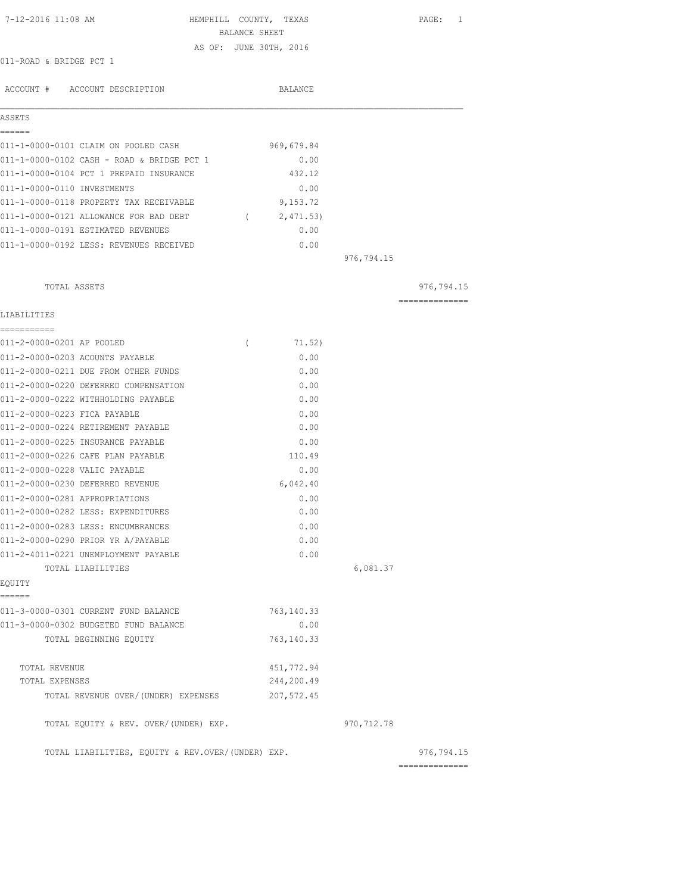7-12-2016 11:08 AM

# HEMPHILL COUNTY, TEXAS
## BALANCE SHEET
AS OF: JUNE 30TH, 2016

011-ROAD & BRIDGE PCT 1

| ACCOUNT # | ACCOUNT DESCRIPTION | BALANCE | | |
|---|---|---|---|---|
| **ASSETS** | | | | |
| 011-1-0000-0101 | CLAIM ON POOLED CASH | 969,679.84 | | |
| 011-1-0000-0102 | CASH - ROAD & BRIDGE PCT 1 | 0.00 | | |
| 011-1-0000-0104 | PCT 1 PREPAID INSURANCE | 432.12 | | |
| 011-1-0000-0110 | INVESTMENTS | 0.00 | | |
| 011-1-0000-0118 | PROPERTY TAX RECEIVABLE | 9,153.72 | | |
| 011-1-0000-0121 | ALLOWANCE FOR BAD DEBT | ( 2,471.53) | | |
| 011-1-0000-0191 | ESTIMATED REVENUES | 0.00 | | |
| 011-1-0000-0192 | LESS: REVENUES RECEIVED | 0.00 | | |
| | | | 976,794.15 | |
| | TOTAL ASSETS | | | 976,794.15 |
| **LIABILITIES** | | | | |
| 011-2-0000-0201 | AP POOLED | ( 71.52) | | |
| 011-2-0000-0203 | ACOUNTS PAYABLE | 0.00 | | |
| 011-2-0000-0211 | DUE FROM OTHER FUNDS | 0.00 | | |
| 011-2-0000-0220 | DEFERRED COMPENSATION | 0.00 | | |
| 011-2-0000-0222 | WITHHOLDING PAYABLE | 0.00 | | |
| 011-2-0000-0223 | FICA PAYABLE | 0.00 | | |
| 011-2-0000-0224 | RETIREMENT PAYABLE | 0.00 | | |
| 011-2-0000-0225 | INSURANCE PAYABLE | 0.00 | | |
| 011-2-0000-0226 | CAFE PLAN PAYABLE | 110.49 | | |
| 011-2-0000-0228 | VALIC PAYABLE | 0.00 | | |
| 011-2-0000-0230 | DEFERRED REVENUE | 6,042.40 | | |
| 011-2-0000-0281 | APPROPRIATIONS | 0.00 | | |
| 011-2-0000-0282 | LESS: EXPENDITURES | 0.00 | | |
| 011-2-0000-0283 | LESS: ENCUMBRANCES | 0.00 | | |
| 011-2-0000-0290 | PRIOR YR A/PAYABLE | 0.00 | | |
| 011-2-4011-0221 | UNEMPLOYMENT PAYABLE | 0.00 | | |
| | TOTAL LIABILITIES | | 6,081.37 | |
| **EQUITY** | | | | |
| 011-3-0000-0301 | CURRENT FUND BALANCE | 763,140.33 | | |
| 011-3-0000-0302 | BUDGETED FUND BALANCE | 0.00 | | |
| | TOTAL BEGINNING EQUITY | 763,140.33 | | |
| | TOTAL REVENUE | 451,772.94 | | |
| | TOTAL EXPENSES | 244,200.49 | | |
| | TOTAL REVENUE OVER/(UNDER) EXPENSES | 207,572.45 | | |
| | TOTAL EQUITY & REV. OVER/(UNDER) EXP. | | 970,712.78 | |
| | TOTAL LIABILITIES, EQUITY & REV.OVER/(UNDER) EXP. | | | 976,794.15 |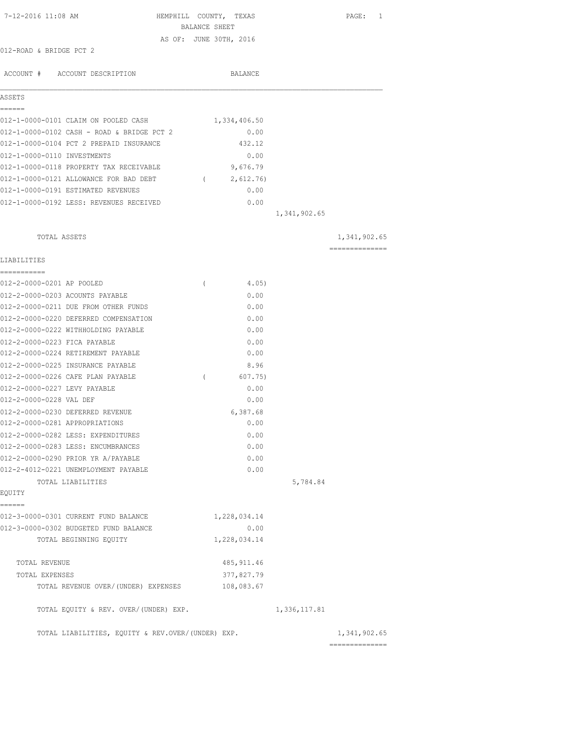7-12-2016 11:08 AM

# HEMPHILL COUNTY, TEXAS
## BALANCE SHEET
### AS OF: JUNE 30TH, 2016

012-ROAD & BRIDGE PCT 2

| ACCOUNT # | ACCOUNT DESCRIPTION | BALANCE | | |
|---|---|---|---|---|
| **ASSETS** | | | | |
| 012-1-0000-0101 | CLAIM ON POOLED CASH | 1,334,406.50 | | |
| 012-1-0000-0102 | CASH - ROAD & BRIDGE PCT 2 | 0.00 | | |
| 012-1-0000-0104 | PCT 2 PREPAID INSURANCE | 432.12 | | |
| 012-1-0000-0110 | INVESTMENTS | 0.00 | | |
| 012-1-0000-0118 | PROPERTY TAX RECEIVABLE | 9,676.79 | | |
| 012-1-0000-0121 | ALLOWANCE FOR BAD DEBT | ( 2,612.76) | | |
| 012-1-0000-0191 | ESTIMATED REVENUES | 0.00 | | |
| 012-1-0000-0192 | LESS: REVENUES RECEIVED | 0.00 | | |
| | | | 1,341,902.65 | |
| | TOTAL ASSETS | | | 1,341,902.65 |
| **LIABILITIES** | | | | |
| 012-2-0000-0201 | AP POOLED | ( 4.05) | | |
| 012-2-0000-0203 | ACOUNTS PAYABLE | 0.00 | | |
| 012-2-0000-0211 | DUE FROM OTHER FUNDS | 0.00 | | |
| 012-2-0000-0220 | DEFERRED COMPENSATION | 0.00 | | |
| 012-2-0000-0222 | WITHHOLDING PAYABLE | 0.00 | | |
| 012-2-0000-0223 | FICA PAYABLE | 0.00 | | |
| 012-2-0000-0224 | RETIREMENT PAYABLE | 0.00 | | |
| 012-2-0000-0225 | INSURANCE PAYABLE | 8.96 | | |
| 012-2-0000-0226 | CAFE PLAN PAYABLE | ( 607.75) | | |
| 012-2-0000-0227 | LEVY PAYABLE | 0.00 | | |
| 012-2-0000-0228 | VAL DEF | 0.00 | | |
| 012-2-0000-0230 | DEFERRED REVENUE | 6,387.68 | | |
| 012-2-0000-0281 | APPROPRIATIONS | 0.00 | | |
| 012-2-0000-0282 | LESS: EXPENDITURES | 0.00 | | |
| 012-2-0000-0283 | LESS: ENCUMBRANCES | 0.00 | | |
| 012-2-0000-0290 | PRIOR YR A/PAYABLE | 0.00 | | |
| 012-2-4012-0221 | UNEMPLOYMENT PAYABLE | 0.00 | | |
| | TOTAL LIABILITIES | | 5,784.84 | |
| **EQUITY** | | | | |
| 012-3-0000-0301 | CURRENT FUND BALANCE | 1,228,034.14 | | |
| 012-3-0000-0302 | BUDGETED FUND BALANCE | 0.00 | | |
| | TOTAL BEGINNING EQUITY | 1,228,034.14 | | |
| | TOTAL REVENUE | 485,911.46 | | |
| | TOTAL EXPENSES | 377,827.79 | | |
| | TOTAL REVENUE OVER/(UNDER) EXPENSES | 108,083.67 | | |
| | TOTAL EQUITY & REV. OVER/(UNDER) EXP. | | 1,336,117.81 | |
| | TOTAL LIABILITIES, EQUITY & REV.OVER/(UNDER) EXP. | | | 1,341,902.65 |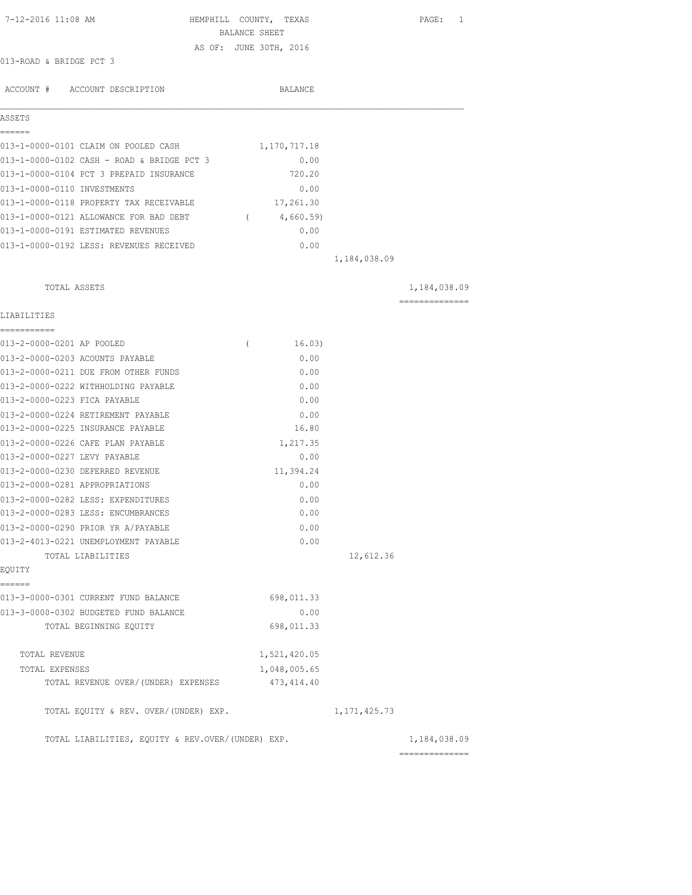7-12-2016 11:08 AM

# HEMPHILL COUNTY, TEXAS
## BALANCE SHEET
AS OF: JUNE 30TH, 2016

013-ROAD & BRIDGE PCT 3

| ACCOUNT # | ACCOUNT DESCRIPTION | BALANCE | | |
|---|---|---|---|---|
| **ASSETS** | | | | |
| 013-1-0000-0101 | CLAIM ON POOLED CASH | 1,170,717.18 | | |
| 013-1-0000-0102 | CASH - ROAD & BRIDGE PCT 3 | 0.00 | | |
| 013-1-0000-0104 | PCT 3 PREPAID INSURANCE | 720.20 | | |
| 013-1-0000-0110 | INVESTMENTS | 0.00 | | |
| 013-1-0000-0118 | PROPERTY TAX RECEIVABLE | 17,261.30 | | |
| 013-1-0000-0121 | ALLOWANCE FOR BAD DEBT | ( 4,660.59) | | |
| 013-1-0000-0191 | ESTIMATED REVENUES | 0.00 | | |
| 013-1-0000-0192 | LESS: REVENUES RECEIVED | 0.00 | | |
| | | | 1,184,038.09 | |
| | TOTAL ASSETS | | | 1,184,038.09 |
| **LIABILITIES** | | | | |
| 013-2-0000-0201 | AP POOLED | ( 16.03) | | |
| 013-2-0000-0203 | ACOUNTS PAYABLE | 0.00 | | |
| 013-2-0000-0211 | DUE FROM OTHER FUNDS | 0.00 | | |
| 013-2-0000-0222 | WITHHOLDING PAYABLE | 0.00 | | |
| 013-2-0000-0223 | FICA PAYABLE | 0.00 | | |
| 013-2-0000-0224 | RETIREMENT PAYABLE | 0.00 | | |
| 013-2-0000-0225 | INSURANCE PAYABLE | 16.80 | | |
| 013-2-0000-0226 | CAFE PLAN PAYABLE | 1,217.35 | | |
| 013-2-0000-0227 | LEVY PAYABLE | 0.00 | | |
| 013-2-0000-0230 | DEFERRED REVENUE | 11,394.24 | | |
| 013-2-0000-0281 | APPROPRIATIONS | 0.00 | | |
| 013-2-0000-0282 | LESS: EXPENDITURES | 0.00 | | |
| 013-2-0000-0283 | LESS: ENCUMBRANCES | 0.00 | | |
| 013-2-0000-0290 | PRIOR YR A/PAYABLE | 0.00 | | |
| 013-2-4013-0221 | UNEMPLOYMENT PAYABLE | 0.00 | | |
| | TOTAL LIABILITIES | | 12,612.36 | |
| **EQUITY** | | | | |
| 013-3-0000-0301 | CURRENT FUND BALANCE | 698,011.33 | | |
| 013-3-0000-0302 | BUDGETED FUND BALANCE | 0.00 | | |
| | TOTAL BEGINNING EQUITY | 698,011.33 | | |
| | TOTAL REVENUE | 1,521,420.05 | | |
| | TOTAL EXPENSES | 1,048,005.65 | | |
| | TOTAL REVENUE OVER/(UNDER) EXPENSES | 473,414.40 | | |
| | TOTAL EQUITY & REV. OVER/(UNDER) EXP. | | 1,171,425.73 | |
| | TOTAL LIABILITIES, EQUITY & REV.OVER/(UNDER) EXP. | | | 1,184,038.09 |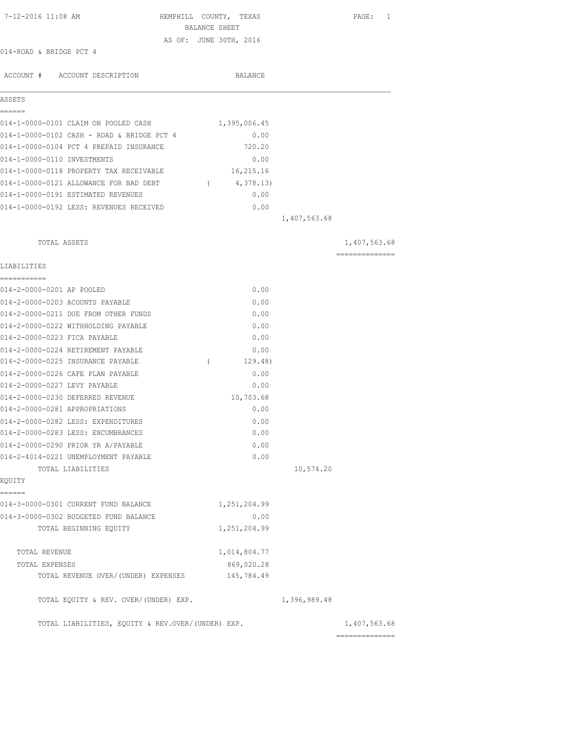7-12-2016 11:08 AM

# HEMPHILL COUNTY, TEXAS
## BALANCE SHEET
### AS OF: JUNE 30TH, 2016

014-ROAD & BRIDGE PCT 4

| ACCOUNT # | ACCOUNT DESCRIPTION | BALANCE | | |
|---|---|---|---|---|
| **ASSETS** | | | | |
| 014-1-0000-0101 | CLAIM ON POOLED CASH | 1,395,006.45 | | |
| 014-1-0000-0102 | CASH - ROAD & BRIDGE PCT 4 | 0.00 | | |
| 014-1-0000-0104 | PCT 4 PREPAID INSURANCE | 720.20 | | |
| 014-1-0000-0110 | INVESTMENTS | 0.00 | | |
| 014-1-0000-0118 | PROPERTY TAX RECEIVABLE | 16,215.16 | | |
| 014-1-0000-0121 | ALLOWANCE FOR BAD DEBT | ( 4,378.13) | | |
| 014-1-0000-0191 | ESTIMATED REVENUES | 0.00 | | |
| 014-1-0000-0192 | LESS: REVENUES RECEIVED | 0.00 | | |
| | | | 1,407,563.68 | |
| | TOTAL ASSETS | | | 1,407,563.68 |
| **LIABILITIES** | | | | |
| 014-2-0000-0201 | AP POOLED | 0.00 | | |
| 014-2-0000-0203 | ACOUNTS PAYABLE | 0.00 | | |
| 014-2-0000-0211 | DUE FROM OTHER FUNDS | 0.00 | | |
| 014-2-0000-0222 | WITHHOLDING PAYABLE | 0.00 | | |
| 014-2-0000-0223 | FICA PAYABLE | 0.00 | | |
| 014-2-0000-0224 | RETIREMENT PAYABLE | 0.00 | | |
| 014-2-0000-0225 | INSURANCE PAYABLE | ( 129.48) | | |
| 014-2-0000-0226 | CAFE PLAN PAYABLE | 0.00 | | |
| 014-2-0000-0227 | LEVY PAYABLE | 0.00 | | |
| 014-2-0000-0230 | DEFERRED REVENUE | 10,703.68 | | |
| 014-2-0000-0281 | APPROPRIATIONS | 0.00 | | |
| 014-2-0000-0282 | LESS: EXPENDITURES | 0.00 | | |
| 014-2-0000-0283 | LESS: ENCUMBRANCES | 0.00 | | |
| 014-2-0000-0290 | PRIOR YR A/PAYABLE | 0.00 | | |
| 014-2-4014-0221 | UNEMPLOYMENT PAYABLE | 0.00 | | |
| | TOTAL LIABILITIES | | 10,574.20 | |
| **EQUITY** | | | | |
| 014-3-0000-0301 | CURRENT FUND BALANCE | 1,251,204.99 | | |
| 014-3-0000-0302 | BUDGETED FUND BALANCE | 0.00 | | |
| | TOTAL BEGINNING EQUITY | 1,251,204.99 | | |
| | TOTAL REVENUE | 1,014,804.77 | | |
| | TOTAL EXPENSES | 869,020.28 | | |
| | TOTAL REVENUE OVER/(UNDER) EXPENSES | 145,784.49 | | |
| | TOTAL EQUITY & REV. OVER/(UNDER) EXP. | | 1,396,989.48 | |
| | TOTAL LIABILITIES, EQUITY & REV.OVER/(UNDER) EXP. | | | 1,407,563.68 |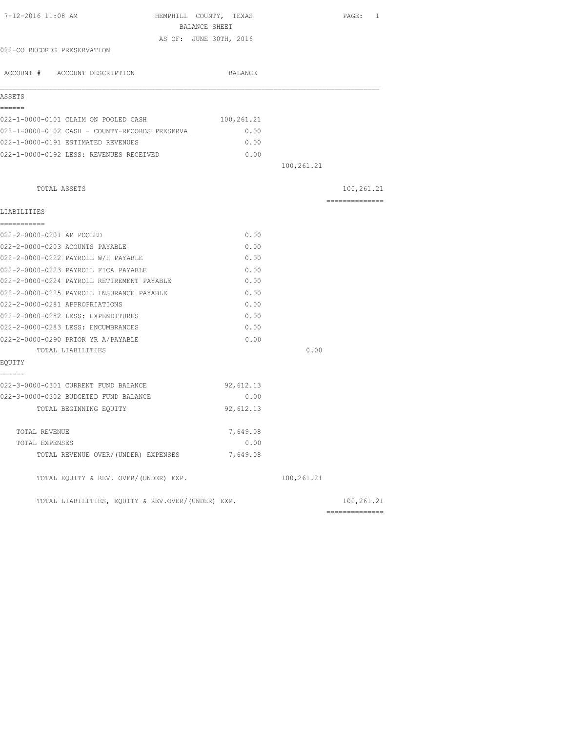7-12-2016 11:08 AM

# HEMPHILL COUNTY, TEXAS
## BALANCE SHEET
AS OF: JUNE 30TH, 2016

022-CO RECORDS PRESERVATION

| ACCOUNT # ACCOUNT DESCRIPTION | BALANCE | | |
|---|---|---|---|
| **ASSETS** | | | |
| 022-1-0000-0101 CLAIM ON POOLED CASH | 100,261.21 | | |
| 022-1-0000-0102 CASH - COUNTY-RECORDS PRESERVA | 0.00 | | |
| 022-1-0000-0191 ESTIMATED REVENUES | 0.00 | | |
| 022-1-0000-0192 LESS: REVENUES RECEIVED | 0.00 | | |
| | | 100,261.21 | |
| TOTAL ASSETS | | | 100,261.21 |
| **LIABILITIES** | | | |
| 022-2-0000-0201 AP POOLED | 0.00 | | |
| 022-2-0000-0203 ACOUNTS PAYABLE | 0.00 | | |
| 022-2-0000-0222 PAYROLL W/H PAYABLE | 0.00 | | |
| 022-2-0000-0223 PAYROLL FICA PAYABLE | 0.00 | | |
| 022-2-0000-0224 PAYROLL RETIREMENT PAYABLE | 0.00 | | |
| 022-2-0000-0225 PAYROLL INSURANCE PAYABLE | 0.00 | | |
| 022-2-0000-0281 APPROPRIATIONS | 0.00 | | |
| 022-2-0000-0282 LESS: EXPENDITURES | 0.00 | | |
| 022-2-0000-0283 LESS: ENCUMBRANCES | 0.00 | | |
| 022-2-0000-0290 PRIOR YR A/PAYABLE | 0.00 | | |
| TOTAL LIABILITIES | | 0.00 | |
| **EQUITY** | | | |
| 022-3-0000-0301 CURRENT FUND BALANCE | 92,612.13 | | |
| 022-3-0000-0302 BUDGETED FUND BALANCE | 0.00 | | |
| TOTAL BEGINNING EQUITY | 92,612.13 | | |
| TOTAL REVENUE | 7,649.08 | | |
| TOTAL EXPENSES | 0.00 | | |
| TOTAL REVENUE OVER/(UNDER) EXPENSES | 7,649.08 | | |
| TOTAL EQUITY & REV. OVER/(UNDER) EXP. | | 100,261.21 | |
| TOTAL LIABILITIES, EQUITY & REV.OVER/(UNDER) EXP. | | | 100,261.21 |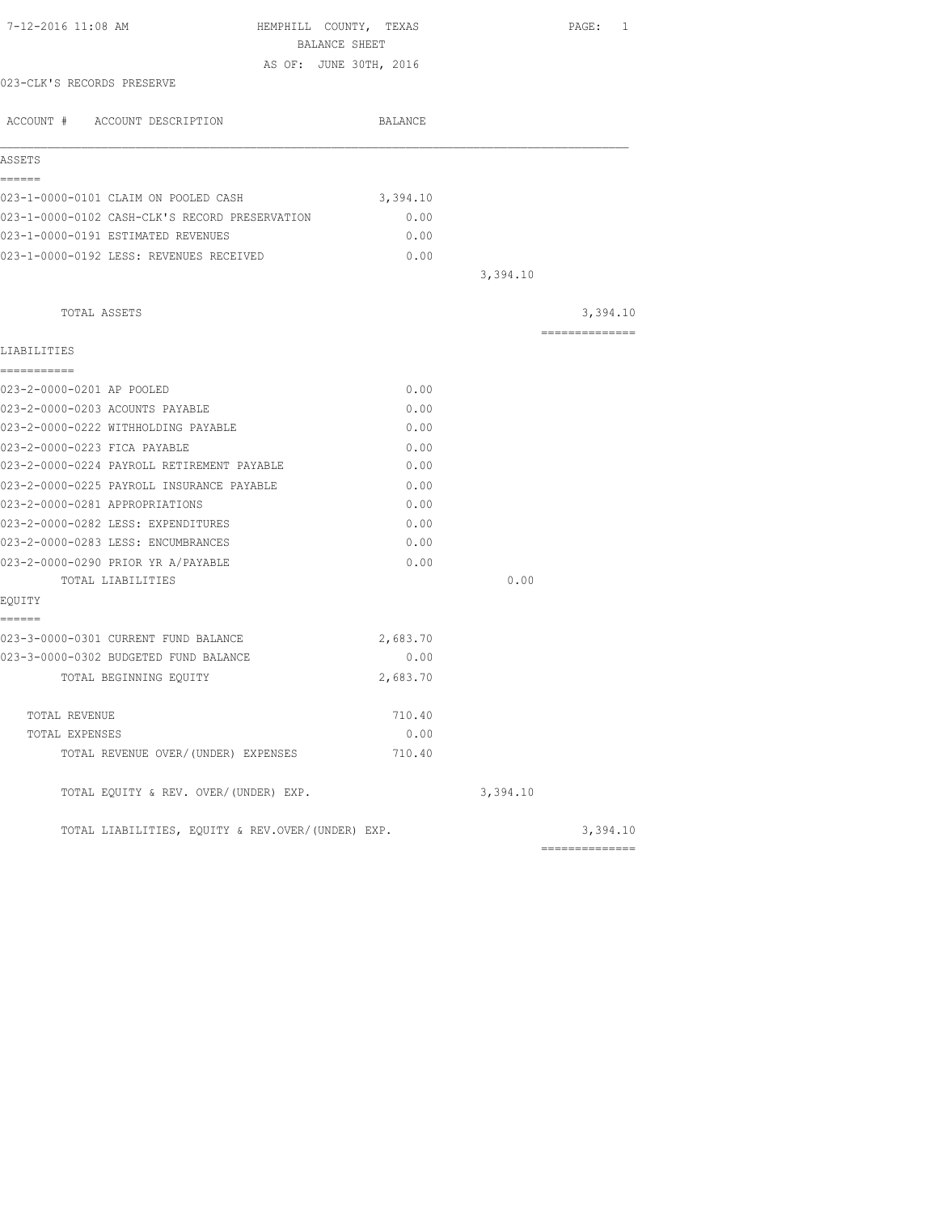HEMPHILL COUNTY, TEXAS
BALANCE SHEET
AS OF: JUNE 30TH, 2016

023-CLK'S RECORDS PRESERVE

| ACCOUNT # ACCOUNT DESCRIPTION | BALANCE | | |
|---|---|---|---|
| **ASSETS** | | | |
| 023-1-0000-0101 CLAIM ON POOLED CASH | 3,394.10 | | |
| 023-1-0000-0102 CASH-CLK'S RECORD PRESERVATION | 0.00 | | |
| 023-1-0000-0191 ESTIMATED REVENUES | 0.00 | | |
| 023-1-0000-0192 LESS: REVENUES RECEIVED | 0.00 | | |
| | | 3,394.10 | |
| TOTAL ASSETS | | | 3,394.10 |
| **LIABILITIES** | | | |
| 023-2-0000-0201 AP POOLED | 0.00 | | |
| 023-2-0000-0203 ACOUNTS PAYABLE | 0.00 | | |
| 023-2-0000-0222 WITHHOLDING PAYABLE | 0.00 | | |
| 023-2-0000-0223 FICA PAYABLE | 0.00 | | |
| 023-2-0000-0224 PAYROLL RETIREMENT PAYABLE | 0.00 | | |
| 023-2-0000-0225 PAYROLL INSURANCE PAYABLE | 0.00 | | |
| 023-2-0000-0281 APPROPRIATIONS | 0.00 | | |
| 023-2-0000-0282 LESS: EXPENDITURES | 0.00 | | |
| 023-2-0000-0283 LESS: ENCUMBRANCES | 0.00 | | |
| 023-2-0000-0290 PRIOR YR A/PAYABLE | 0.00 | | |
| TOTAL LIABILITIES | | 0.00 | |
| **EQUITY** | | | |
| 023-3-0000-0301 CURRENT FUND BALANCE | 2,683.70 | | |
| 023-3-0000-0302 BUDGETED FUND BALANCE | 0.00 | | |
| TOTAL BEGINNING EQUITY | 2,683.70 | | |
| TOTAL REVENUE | 710.40 | | |
| TOTAL EXPENSES | 0.00 | | |
| TOTAL REVENUE OVER/(UNDER) EXPENSES | 710.40 | | |
| TOTAL EQUITY & REV. OVER/(UNDER) EXP. | | 3,394.10 | |
| TOTAL LIABILITIES, EQUITY & REV.OVER/(UNDER) EXP. | | | 3,394.10 |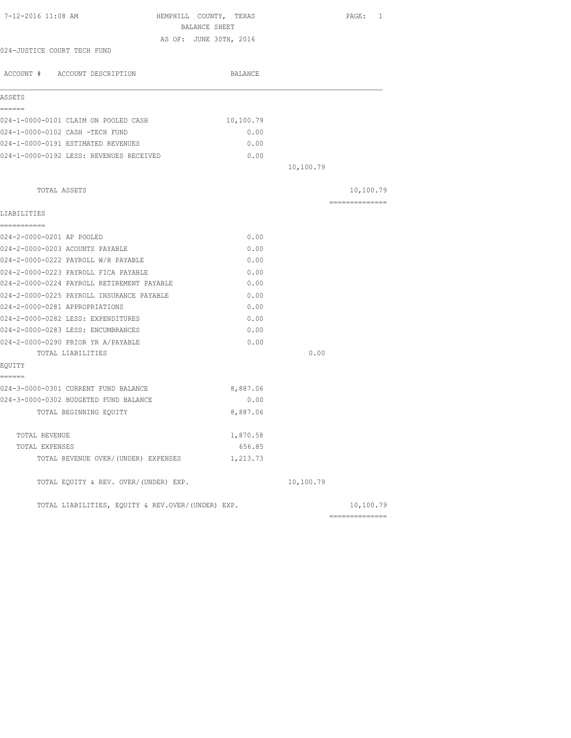HEMPHILL COUNTY, TEXAS

BALANCE SHEET

AS OF: JUNE 30TH, 2016

024-JUSTICE COURT TECH FUND

| ACCOUNT # ACCOUNT DESCRIPTION | BALANCE | | |
|---|---|---|---|
| **ASSETS** | | | |
| 024-1-0000-0101 CLAIM ON POOLED CASH | 10,100.79 | | |
| 024-1-0000-0102 CASH -TECH FUND | 0.00 | | |
| 024-1-0000-0191 ESTIMATED REVENUES | 0.00 | | |
| 024-1-0000-0192 LESS: REVENUES RECEIVED | 0.00 | | |
| | | 10,100.79 | |
| TOTAL ASSETS | | | 10,100.79 |
| **LIABILITIES** | | | |
| 024-2-0000-0201 AP POOLED | 0.00 | | |
| 024-2-0000-0203 ACOUNTS PAYABLE | 0.00 | | |
| 024-2-0000-0222 PAYROLL W/H PAYABLE | 0.00 | | |
| 024-2-0000-0223 PAYROLL FICA PAYABLE | 0.00 | | |
| 024-2-0000-0224 PAYROLL RETIREMENT PAYABLE | 0.00 | | |
| 024-2-0000-0225 PAYROLL INSURANCE PAYABLE | 0.00 | | |
| 024-2-0000-0281 APPROPRIATIONS | 0.00 | | |
| 024-2-0000-0282 LESS: EXPENDITURES | 0.00 | | |
| 024-2-0000-0283 LESS: ENCUMBRANCES | 0.00 | | |
| 024-2-0000-0290 PRIOR YR A/PAYABLE | 0.00 | | |
| TOTAL LIABILITIES | | 0.00 | |
| **EQUITY** | | | |
| 024-3-0000-0301 CURRENT FUND BALANCE | 8,887.06 | | |
| 024-3-0000-0302 BUDGETED FUND BALANCE | 0.00 | | |
| TOTAL BEGINNING EQUITY | 8,887.06 | | |
| TOTAL REVENUE | 1,870.58 | | |
| TOTAL EXPENSES | 656.85 | | |
| TOTAL REVENUE OVER/(UNDER) EXPENSES | 1,213.73 | | |
| TOTAL EQUITY & REV. OVER/(UNDER) EXP. | | 10,100.79 | |
| TOTAL LIABILITIES, EQUITY & REV.OVER/(UNDER) EXP. | | | 10,100.79 |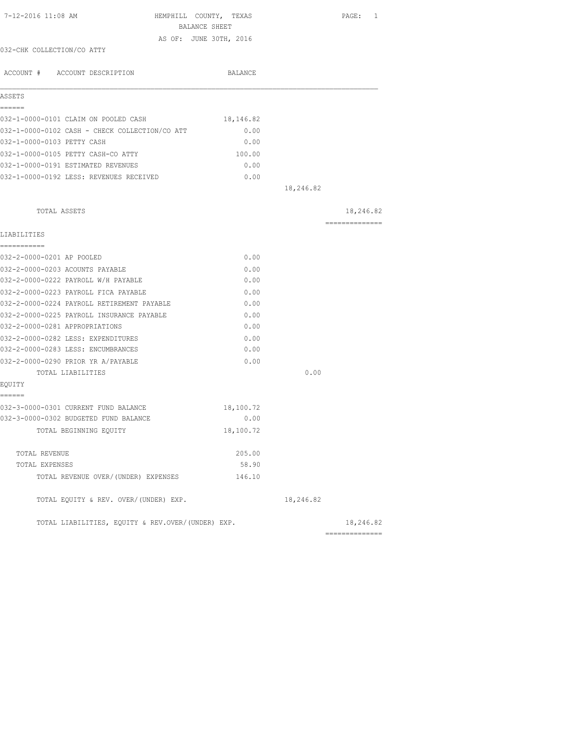HEMPHILL COUNTY, TEXAS
BALANCE SHEET
AS OF: JUNE 30TH, 2016

7-12-2016 11:08 AM

032-CHK COLLECTION/CO ATTY

| ACCOUNT # ACCOUNT DESCRIPTION | BALANCE | | |
|---|---|---|---|
| **ASSETS** | | | |
| 032-1-0000-0101 CLAIM ON POOLED CASH | 18,146.82 | | |
| 032-1-0000-0102 CASH - CHECK COLLECTION/CO ATT | 0.00 | | |
| 032-1-0000-0103 PETTY CASH | 0.00 | | |
| 032-1-0000-0105 PETTY CASH-CO ATTY | 100.00 | | |
| 032-1-0000-0191 ESTIMATED REVENUES | 0.00 | | |
| 032-1-0000-0192 LESS: REVENUES RECEIVED | 0.00 | | |
| | | 18,246.82 | |
| TOTAL ASSETS | | | 18,246.82 |
| **LIABILITIES** | | | |
| 032-2-0000-0201 AP POOLED | 0.00 | | |
| 032-2-0000-0203 ACOUNTS PAYABLE | 0.00 | | |
| 032-2-0000-0222 PAYROLL W/H PAYABLE | 0.00 | | |
| 032-2-0000-0223 PAYROLL FICA PAYABLE | 0.00 | | |
| 032-2-0000-0224 PAYROLL RETIREMENT PAYABLE | 0.00 | | |
| 032-2-0000-0225 PAYROLL INSURANCE PAYABLE | 0.00 | | |
| 032-2-0000-0281 APPROPRIATIONS | 0.00 | | |
| 032-2-0000-0282 LESS: EXPENDITURES | 0.00 | | |
| 032-2-0000-0283 LESS: ENCUMBRANCES | 0.00 | | |
| 032-2-0000-0290 PRIOR YR A/PAYABLE | 0.00 | | |
| TOTAL LIABILITIES | | 0.00 | |
| **EQUITY** | | | |
| 032-3-0000-0301 CURRENT FUND BALANCE | 18,100.72 | | |
| 032-3-0000-0302 BUDGETED FUND BALANCE | 0.00 | | |
| TOTAL BEGINNING EQUITY | 18,100.72 | | |
| TOTAL REVENUE | 205.00 | | |
| TOTAL EXPENSES | 58.90 | | |
| TOTAL REVENUE OVER/(UNDER) EXPENSES | 146.10 | | |
| TOTAL EQUITY & REV. OVER/(UNDER) EXP. | | 18,246.82 | |
| TOTAL LIABILITIES, EQUITY & REV.OVER/(UNDER) EXP. | | | 18,246.82 |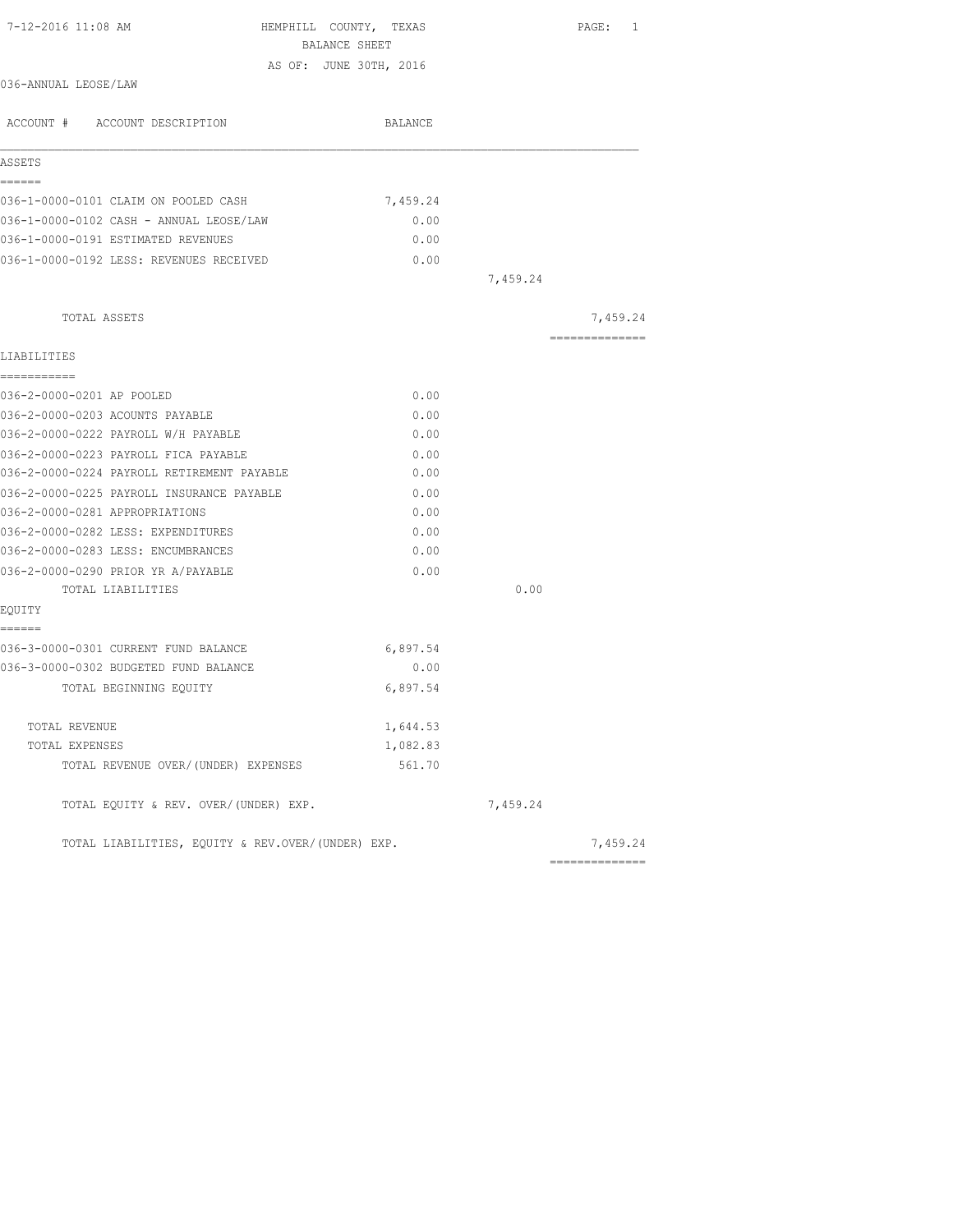7-12-2016 11:08 AM HEMPHILL COUNTY, TEXAS

BALANCE SHEET

AS OF: JUNE 30TH, 2016

036-ANNUAL LEOSE/LAW

| ACCOUNT # ACCOUNT DESCRIPTION | BALANCE | | |
|---|---|---|---|
| **ASSETS** | | | |
| 036-1-0000-0101 CLAIM ON POOLED CASH | 7,459.24 | | |
| 036-1-0000-0102 CASH - ANNUAL LEOSE/LAW | 0.00 | | |
| 036-1-0000-0191 ESTIMATED REVENUES | 0.00 | | |
| 036-1-0000-0192 LESS: REVENUES RECEIVED | 0.00 | | |
| | | 7,459.24 | |
| TOTAL ASSETS | | | 7,459.24 |
| **LIABILITIES** | | | |
| 036-2-0000-0201 AP POOLED | 0.00 | | |
| 036-2-0000-0203 ACOUNTS PAYABLE | 0.00 | | |
| 036-2-0000-0222 PAYROLL W/H PAYABLE | 0.00 | | |
| 036-2-0000-0223 PAYROLL FICA PAYABLE | 0.00 | | |
| 036-2-0000-0224 PAYROLL RETIREMENT PAYABLE | 0.00 | | |
| 036-2-0000-0225 PAYROLL INSURANCE PAYABLE | 0.00 | | |
| 036-2-0000-0281 APPROPRIATIONS | 0.00 | | |
| 036-2-0000-0282 LESS: EXPENDITURES | 0.00 | | |
| 036-2-0000-0283 LESS: ENCUMBRANCES | 0.00 | | |
| 036-2-0000-0290 PRIOR YR A/PAYABLE | 0.00 | | |
| TOTAL LIABILITIES | | 0.00 | |
| **EQUITY** | | | |
| 036-3-0000-0301 CURRENT FUND BALANCE | 6,897.54 | | |
| 036-3-0000-0302 BUDGETED FUND BALANCE | 0.00 | | |
| TOTAL BEGINNING EQUITY | 6,897.54 | | |
| TOTAL REVENUE | 1,644.53 | | |
| TOTAL EXPENSES | 1,082.83 | | |
| TOTAL REVENUE OVER/(UNDER) EXPENSES | 561.70 | | |
| TOTAL EQUITY & REV. OVER/(UNDER) EXP. | | 7,459.24 | |
| TOTAL LIABILITIES, EQUITY & REV.OVER/(UNDER) EXP. | | | 7,459.24 |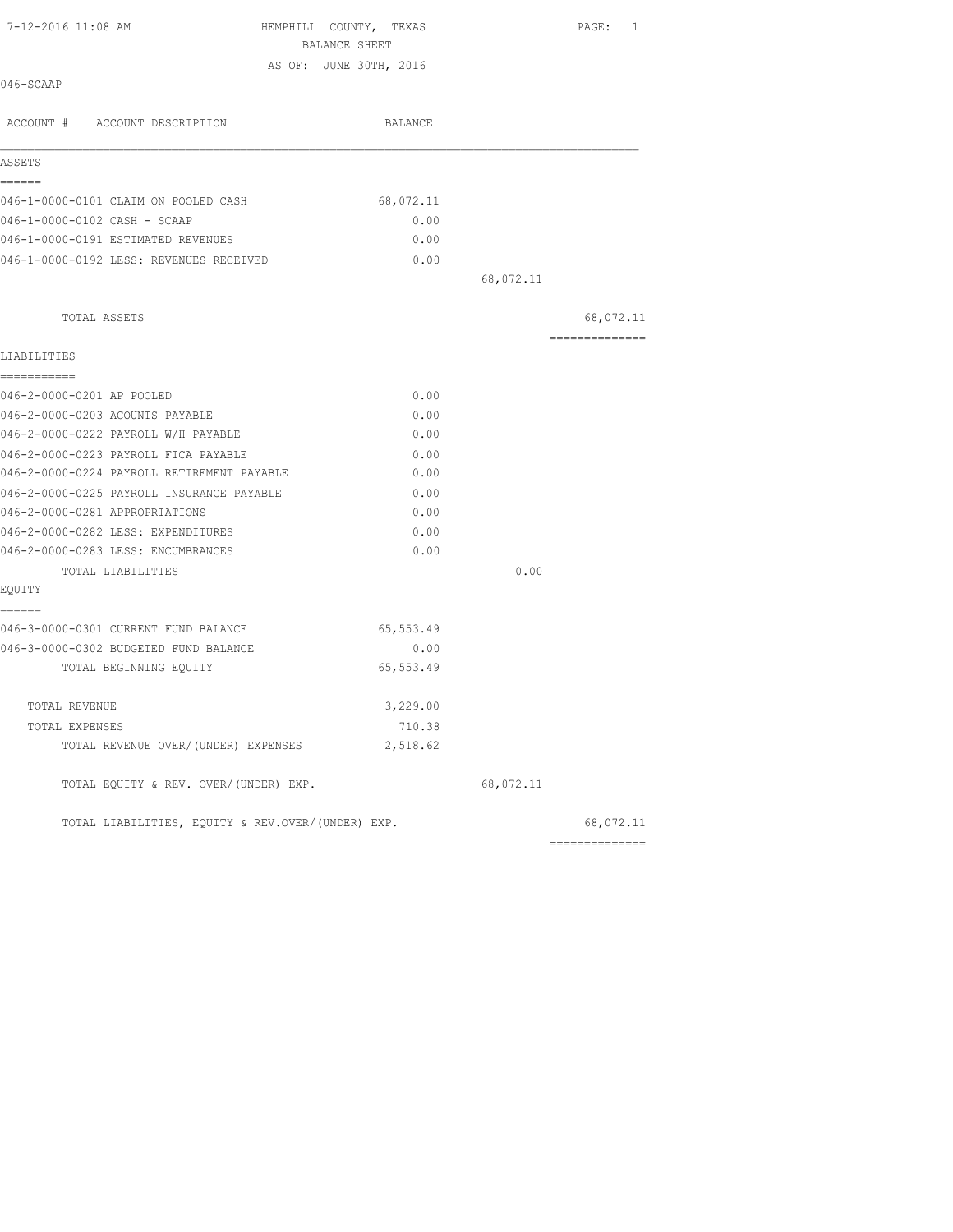7-12-2016 11:08 AM

# HEMPHILL COUNTY, TEXAS
## BALANCE SHEET
AS OF: JUNE 30TH, 2016

046-SCAAP

| ACCOUNT # ACCOUNT DESCRIPTION | BALANCE | | |
|---|---|---|---|
| **ASSETS** | | | |
| 046-1-0000-0101 CLAIM ON POOLED CASH | 68,072.11 | | |
| 046-1-0000-0102 CASH - SCAAP | 0.00 | | |
| 046-1-0000-0191 ESTIMATED REVENUES | 0.00 | | |
| 046-1-0000-0192 LESS: REVENUES RECEIVED | 0.00 | | |
| | | 68,072.11 | |
| TOTAL ASSETS | | | 68,072.11 |
| **LIABILITIES** | | | |
| 046-2-0000-0201 AP POOLED | 0.00 | | |
| 046-2-0000-0203 ACOUNTS PAYABLE | 0.00 | | |
| 046-2-0000-0222 PAYROLL W/H PAYABLE | 0.00 | | |
| 046-2-0000-0223 PAYROLL FICA PAYABLE | 0.00 | | |
| 046-2-0000-0224 PAYROLL RETIREMENT PAYABLE | 0.00 | | |
| 046-2-0000-0225 PAYROLL INSURANCE PAYABLE | 0.00 | | |
| 046-2-0000-0281 APPROPRIATIONS | 0.00 | | |
| 046-2-0000-0282 LESS: EXPENDITURES | 0.00 | | |
| 046-2-0000-0283 LESS: ENCUMBRANCES | 0.00 | | |
| TOTAL LIABILITIES | | 0.00 | |
| **EQUITY** | | | |
| 046-3-0000-0301 CURRENT FUND BALANCE | 65,553.49 | | |
| 046-3-0000-0302 BUDGETED FUND BALANCE | 0.00 | | |
| TOTAL BEGINNING EQUITY | 65,553.49 | | |
| TOTAL REVENUE | 3,229.00 | | |
| TOTAL EXPENSES | 710.38 | | |
| TOTAL REVENUE OVER/(UNDER) EXPENSES | 2,518.62 | | |
| TOTAL EQUITY & REV. OVER/(UNDER) EXP. | | 68,072.11 | |
| TOTAL LIABILITIES, EQUITY & REV.OVER/(UNDER) EXP. | | | 68,072.11 |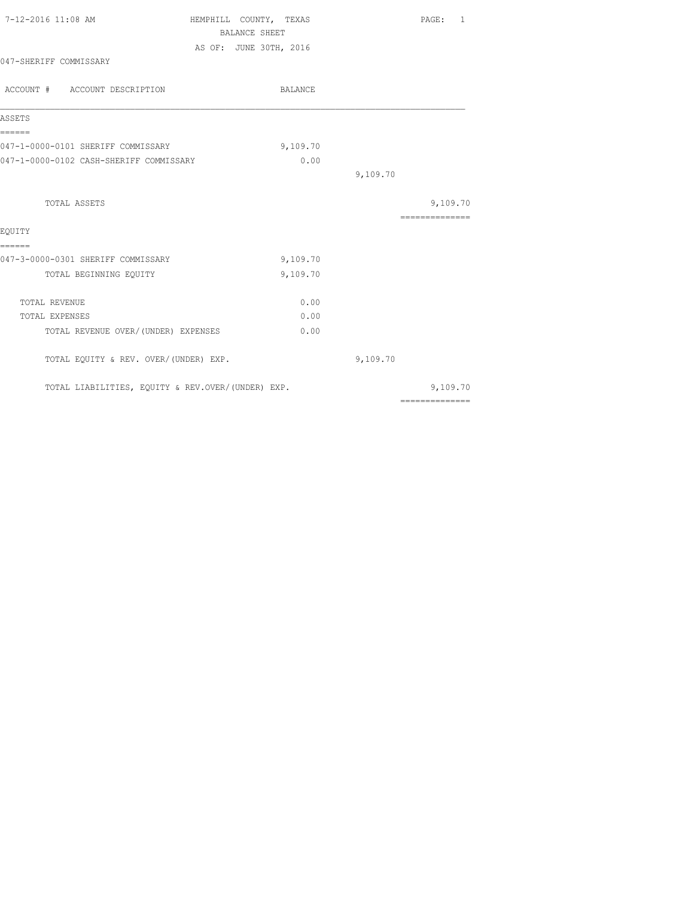7-12-2016 11:08 AM

# HEMPHILL COUNTY, TEXAS
## BALANCE SHEET
AS OF: JUNE 30TH, 2016

047-SHERIFF COMMISSARY

| ACCOUNT # ACCOUNT DESCRIPTION | BALANCE | | |
|---|---|---|---|
| **ASSETS** | | | |
| 047-1-0000-0101 SHERIFF COMMISSARY | 9,109.70 | | |
| 047-1-0000-0102 CASH-SHERIFF COMMISSARY | 0.00 | | |
| | | 9,109.70 | |
| TOTAL ASSETS | | | 9,109.70 |
| **EQUITY** | | | |
| 047-3-0000-0301 SHERIFF COMMISSARY | 9,109.70 | | |
| TOTAL BEGINNING EQUITY | 9,109.70 | | |
| TOTAL REVENUE | 0.00 | | |
| TOTAL EXPENSES | 0.00 | | |
| TOTAL REVENUE OVER/(UNDER) EXPENSES | 0.00 | | |
| TOTAL EQUITY & REV. OVER/(UNDER) EXP. | | 9,109.70 | |
| TOTAL LIABILITIES, EQUITY & REV.OVER/(UNDER) EXP. | | | 9,109.70 |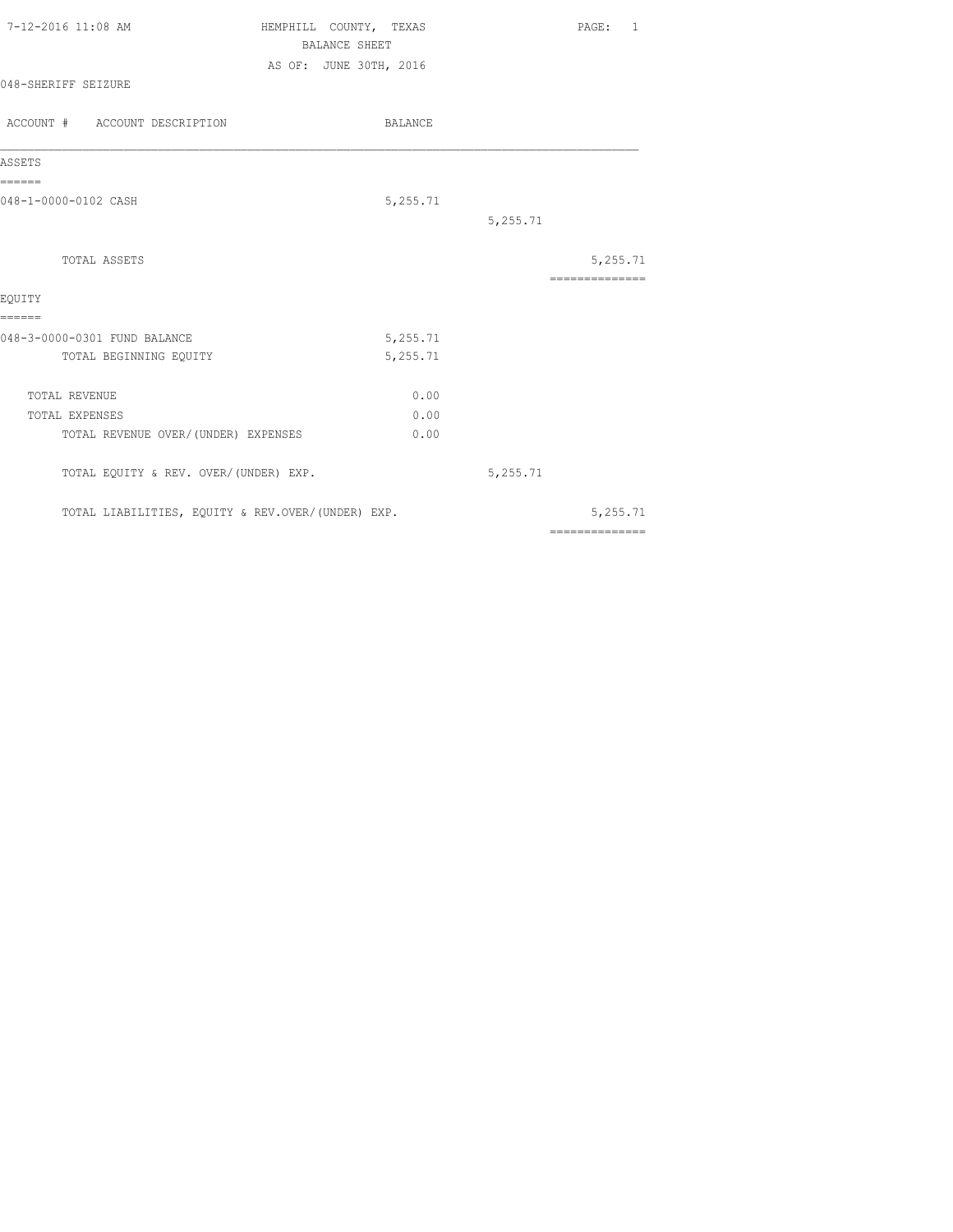7-12-2016 11:08 AM

# HEMPHILL COUNTY, TEXAS
## BALANCE SHEET
AS OF: JUNE 30TH, 2016

048-SHERIFF SEIZURE

| ACCOUNT # ACCOUNT DESCRIPTION | BALANCE | | |
|---|---|---|---|
| **ASSETS** | | | |
| 048-1-0000-0102 CASH | 5,255.71 | | |
| | | 5,255.71 | |
| TOTAL ASSETS | | | 5,255.71 |
| **EQUITY** | | | |
| 048-3-0000-0301 FUND BALANCE | 5,255.71 | | |
| TOTAL BEGINNING EQUITY | 5,255.71 | | |
| TOTAL REVENUE | 0.00 | | |
| TOTAL EXPENSES | 0.00 | | |
| TOTAL REVENUE OVER/(UNDER) EXPENSES | 0.00 | | |
| TOTAL EQUITY & REV. OVER/(UNDER) EXP. | | 5,255.71 | |
| TOTAL LIABILITIES, EQUITY & REV.OVER/(UNDER) EXP. | | | 5,255.71 |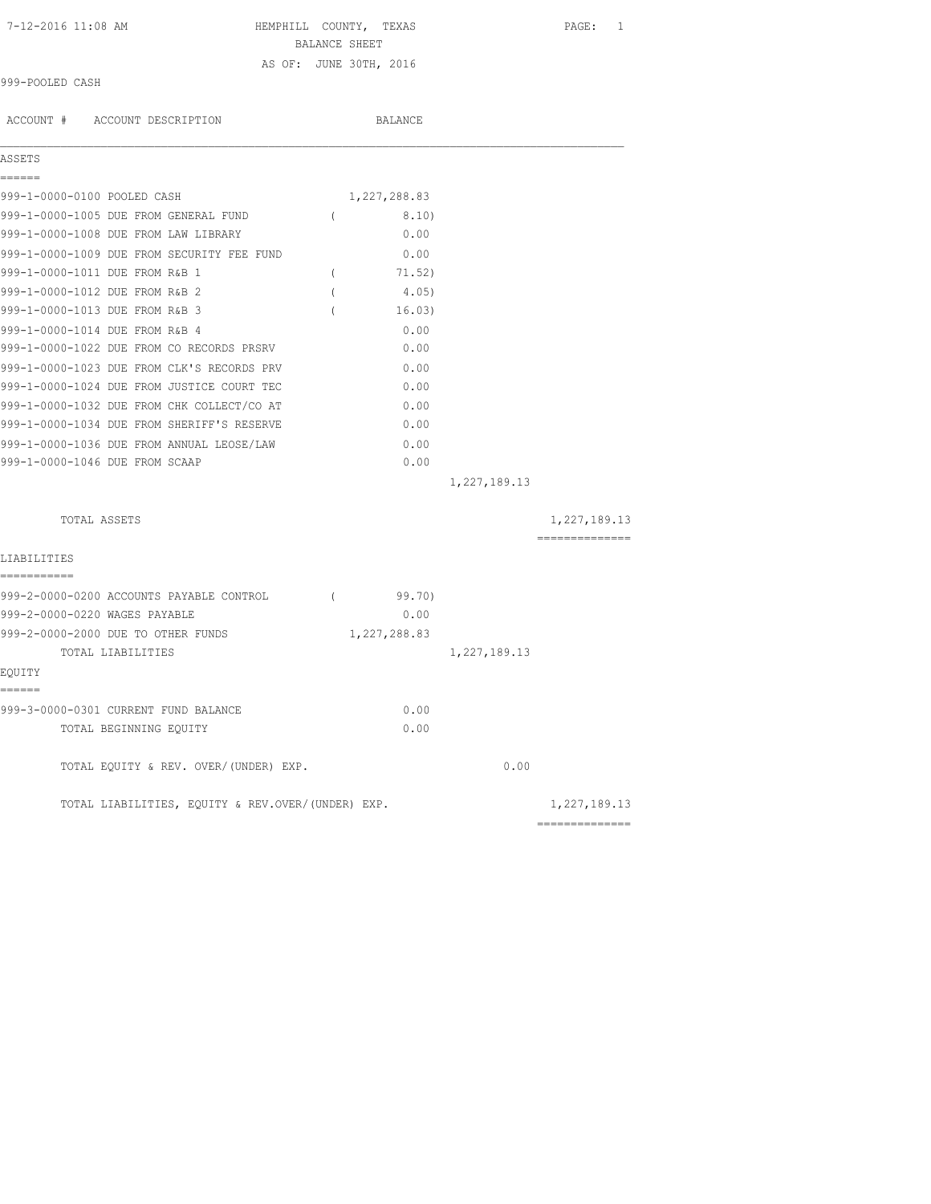7-12-2016 11:08 AM

# HEMPHILL COUNTY, TEXAS

## BALANCE SHEET

AS OF: JUNE 30TH, 2016

999-POOLED CASH

| ACCOUNT # | ACCOUNT DESCRIPTION | BALANCE | | |
|---|---|---|---|---|
| **ASSETS** | | | | |
| 999-1-0000-0100 | POOLED CASH | 1,227,288.83 | | |
| 999-1-0000-1005 | DUE FROM GENERAL FUND | ( 8.10) | | |
| 999-1-0000-1008 | DUE FROM LAW LIBRARY | 0.00 | | |
| 999-1-0000-1009 | DUE FROM SECURITY FEE FUND | 0.00 | | |
| 999-1-0000-1011 | DUE FROM R&B 1 | ( 71.52) | | |
| 999-1-0000-1012 | DUE FROM R&B 2 | ( 4.05) | | |
| 999-1-0000-1013 | DUE FROM R&B 3 | ( 16.03) | | |
| 999-1-0000-1014 | DUE FROM R&B 4 | 0.00 | | |
| 999-1-0000-1022 | DUE FROM CO RECORDS PRSRV | 0.00 | | |
| 999-1-0000-1023 | DUE FROM CLK'S RECORDS PRV | 0.00 | | |
| 999-1-0000-1024 | DUE FROM JUSTICE COURT TEC | 0.00 | | |
| 999-1-0000-1032 | DUE FROM CHK COLLECT/CO AT | 0.00 | | |
| 999-1-0000-1034 | DUE FROM SHERIFF'S RESERVE | 0.00 | | |
| 999-1-0000-1036 | DUE FROM ANNUAL LEOSE/LAW | 0.00 | | |
| 999-1-0000-1046 | DUE FROM SCAAP | 0.00 | | |
| | | | 1,227,189.13 | |
| | TOTAL ASSETS | | | 1,227,189.13 |
| **LIABILITIES** | | | | |
| 999-2-0000-0200 | ACCOUNTS PAYABLE CONTROL | ( 99.70) | | |
| 999-2-0000-0220 | WAGES PAYABLE | 0.00 | | |
| 999-2-0000-2000 | DUE TO OTHER FUNDS | 1,227,288.83 | | |
| | TOTAL LIABILITIES | | 1,227,189.13 | |
| **EQUITY** | | | | |
| 999-3-0000-0301 | CURRENT FUND BALANCE | 0.00 | | |
| | TOTAL BEGINNING EQUITY | 0.00 | | |
| | TOTAL EQUITY & REV. OVER/(UNDER) EXP. | | 0.00 | |
| | TOTAL LIABILITIES, EQUITY & REV.OVER/(UNDER) EXP. | | | 1,227,189.13 |